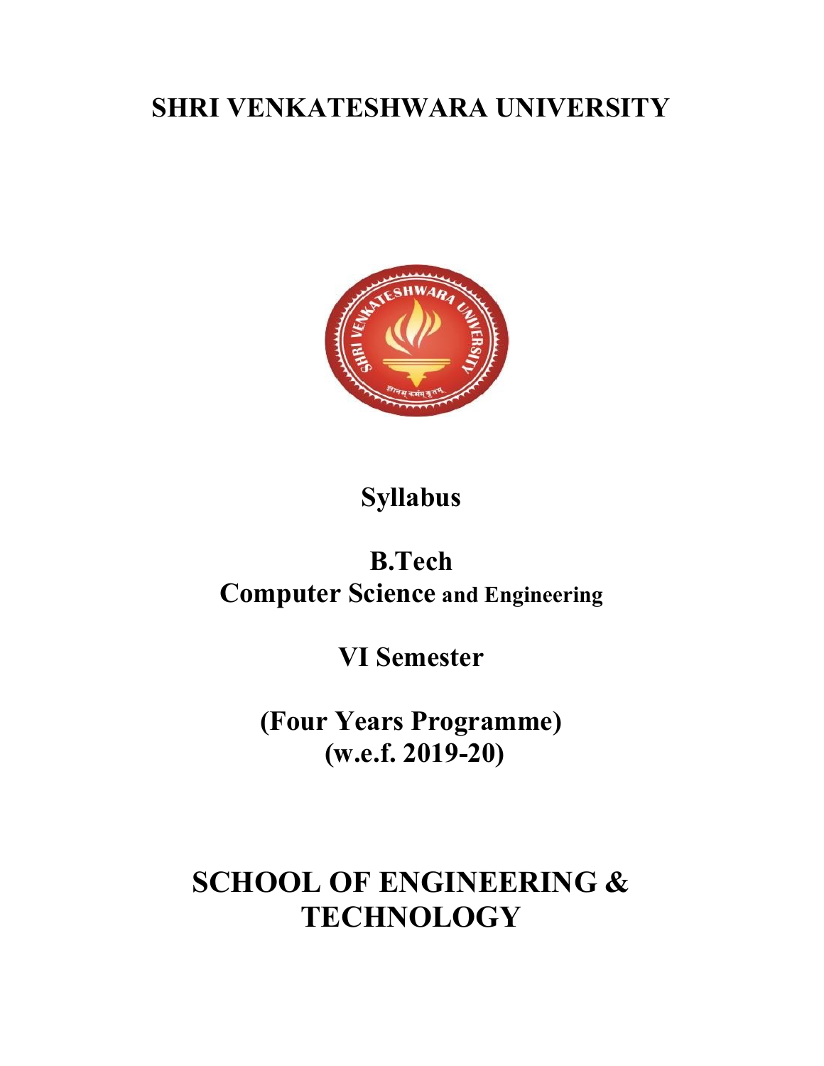# SHRI VENKATESHWARA UNIVERSITY

## Syllabus

## B.Tech
## Computer Science and Engineering

## VI Semester

## (Four Years Programme)
## (w.e.f. 2019-20)

# SCHOOL OF ENGINEERING & TECHNOLOGY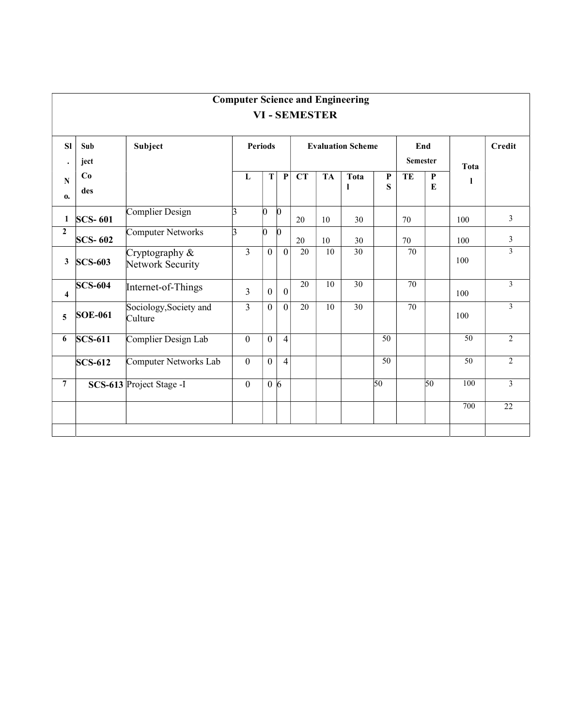# Computer Science and Engineering
## VI - SEMESTER

| Sl. No. | Subject Codes | Subject | Periods | | | Evaluation Scheme | | | | End Semester | | Total | Credit |
|---|---|---|---|---|---|---|---|---|---|---|---|---|---|
| | | | L | T | P | CT | TA | Total | PS | TE | PE | | |
| 1 | SCS- 601 | Complier Design | 3 | 0 | 0 | 20 | 10 | 30 | | 70 | | 100 | 3 |
| 2 | SCS- 602 | Computer Networks | 3 | 0 | 0 | 20 | 10 | 30 | | 70 | | 100 | 3 |
| 3 | SCS-603 | Cryptography & Network Security | 3 | 0 | 0 | 20 | 10 | 30 | | 70 | | 100 | 3 |
| 4 | SCS-604 | Internet-of-Things | 3 | 0 | 0 | 20 | 10 | 30 | | 70 | | 100 | 3 |
| 5 | SOE-061 | Sociology,Society and Culture | 3 | 0 | 0 | 20 | 10 | 30 | | 70 | | 100 | 3 |
| 6 | SCS-611 | Complier Design Lab | 0 | 0 | 4 | | | | 50 | | | 50 | 2 |
| | SCS-612 | Computer Networks Lab | 0 | 0 | 4 | | | | 50 | | | 50 | 2 |
| 7 | SCS-613 | Project Stage -I | 0 | 0 | 6 | | | | 50 | | 50 | 100 | 3 |
| | | | | | | | | | | | | 700 | 22 |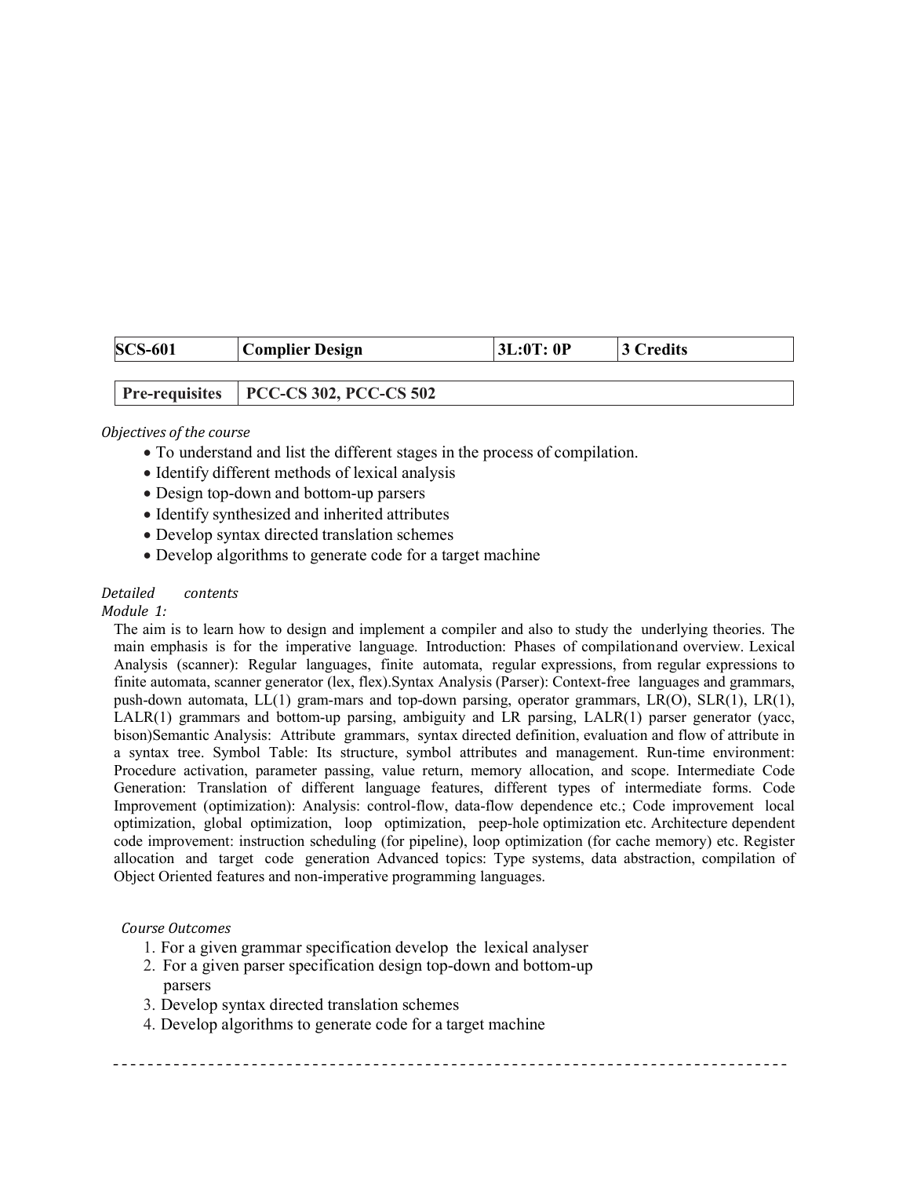| SCS-601 | Complier Design | 3L:0T: 0P | 3 Credits |
|---|---|---|---|

| Pre-requisites | PCC-CS 302, PCC-CS 502 |
|---|---|

*Objectives of the course*

- To understand and list the different stages in the process of compilation.
- Identify different methods of lexical analysis
- Design top-down and bottom-up parsers
- Identify synthesized and inherited attributes
- Develop syntax directed translation schemes
- Develop algorithms to generate code for a target machine

*Detailed contents*

*Module 1:*

The aim is to learn how to design and implement a compiler and also to study the underlying theories. The main emphasis is for the imperative language. Introduction: Phases of compilationand overview. Lexical Analysis (scanner): Regular languages, finite automata, regular expressions, from regular expressions to finite automata, scanner generator (lex, flex).Syntax Analysis (Parser): Context-free languages and grammars, push-down automata, LL(1) gram-mars and top-down parsing, operator grammars, LR(O), SLR(1), LR(1), LALR(1) grammars and bottom-up parsing, ambiguity and LR parsing, LALR(1) parser generator (yacc, bison)Semantic Analysis: Attribute grammars, syntax directed definition, evaluation and flow of attribute in a syntax tree. Symbol Table: Its structure, symbol attributes and management. Run-time environment: Procedure activation, parameter passing, value return, memory allocation, and scope. Intermediate Code Generation: Translation of different language features, different types of intermediate forms. Code Improvement (optimization): Analysis: control-flow, data-flow dependence etc.; Code improvement local optimization, global optimization, loop optimization, peep-hole optimization etc. Architecture dependent code improvement: instruction scheduling (for pipeline), loop optimization (for cache memory) etc. Register allocation and target code generation Advanced topics: Type systems, data abstraction, compilation of Object Oriented features and non-imperative programming languages.

*Course Outcomes*

1. For a given grammar specification develop the lexical analyser
2. For a given parser specification design top-down and bottom-up parsers
3. Develop syntax directed translation schemes
4. Develop algorithms to generate code for a target machine

---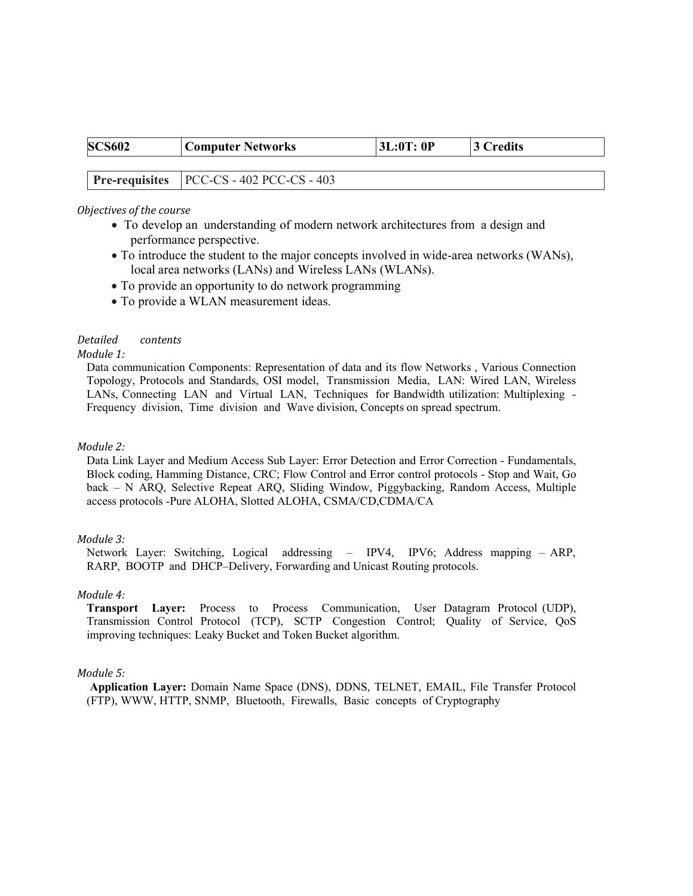| SCS602 | Computer Networks | 3L:0T: 0P | 3 Credits |
|---|---|---|---|

| Pre-requisites | PCC-CS - 402 PCC-CS - 403 |
|---|---|

*Objectives of the course*

- To develop an understanding of modern network architectures from a design and performance perspective.
- To introduce the student to the major concepts involved in wide-area networks (WANs), local area networks (LANs) and Wireless LANs (WLANs).
- To provide an opportunity to do network programming
- To provide a WLAN measurement ideas.

*Detailed contents*

*Module 1:*

Data communication Components: Representation of data and its flow Networks , Various Connection Topology, Protocols and Standards, OSI model, Transmission Media, LAN: Wired LAN, Wireless LANs, Connecting LAN and Virtual LAN, Techniques for Bandwidth utilization: Multiplexing - Frequency division, Time division and Wave division, Concepts on spread spectrum.

*Module 2:*

Data Link Layer and Medium Access Sub Layer: Error Detection and Error Correction - Fundamentals, Block coding, Hamming Distance, CRC; Flow Control and Error control protocols - Stop and Wait, Go back – N ARQ, Selective Repeat ARQ, Sliding Window, Piggybacking, Random Access, Multiple access protocols -Pure ALOHA, Slotted ALOHA, CSMA/CD,CDMA/CA

*Module 3:*

Network Layer: Switching, Logical addressing – IPV4, IPV6; Address mapping – ARP, RARP, BOOTP and DHCP–Delivery, Forwarding and Unicast Routing protocols.

*Module 4:*

**Transport Layer:** Process to Process Communication, User Datagram Protocol (UDP), Transmission Control Protocol (TCP), SCTP Congestion Control; Quality of Service, QoS improving techniques: Leaky Bucket and Token Bucket algorithm.

*Module 5:*

**Application Layer:** Domain Name Space (DNS), DDNS, TELNET, EMAIL, File Transfer Protocol (FTP), WWW, HTTP, SNMP, Bluetooth, Firewalls, Basic concepts of Cryptography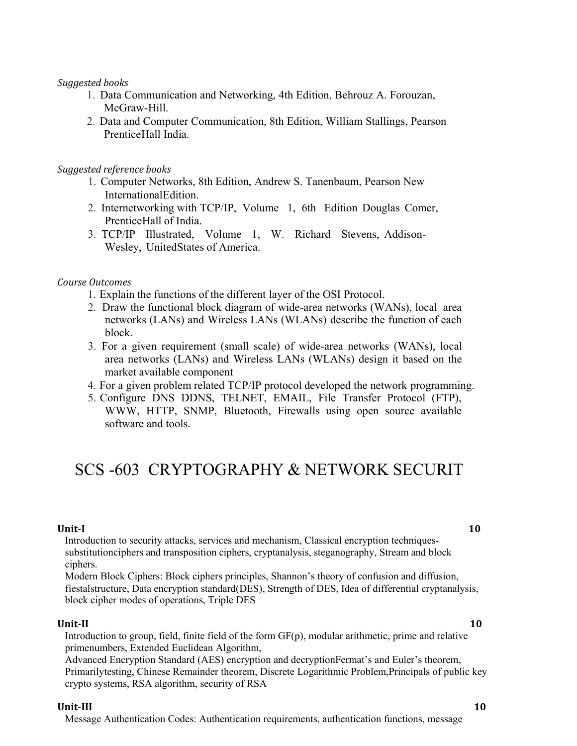*Suggested books*

1. Data Communication and Networking, 4th Edition, Behrouz A. Forouzan, McGraw-Hill.
2. Data and Computer Communication, 8th Edition, William Stallings, Pearson PrenticeHall India.

*Suggested reference books*

1. Computer Networks, 8th Edition, Andrew S. Tanenbaum, Pearson New InternationalEdition.
2. Internetworking with TCP/IP, Volume 1, 6th Edition Douglas Comer, PrenticeHall of India.
3. TCP/IP Illustrated, Volume 1, W. Richard Stevens, Addison-Wesley, UnitedStates of America.

*Course Outcomes*

1. Explain the functions of the different layer of the OSI Protocol.
2. Draw the functional block diagram of wide-area networks (WANs), local area networks (LANs) and Wireless LANs (WLANs) describe the function of each block.
3. For a given requirement (small scale) of wide-area networks (WANs), local area networks (LANs) and Wireless LANs (WLANs) design it based on the market available component
4. For a given problem related TCP/IP protocol developed the network programming.
5. Configure DNS DDNS, TELNET, EMAIL, File Transfer Protocol (FTP), WWW, HTTP, SNMP, Bluetooth, Firewalls using open source available software and tools.

# SCS -603 CRYPTOGRAPHY & NETWORK SECURIT

**Unit-I** **10**

Introduction to security attacks, services and mechanism, Classical encryption techniques-substitutionciphers and transposition ciphers, cryptanalysis, steganography, Stream and block ciphers.

Modern Block Ciphers: Block ciphers principles, Shannon's theory of confusion and diffusion, fiestalstructure, Data encryption standard(DES), Strength of DES, Idea of differential cryptanalysis, block cipher modes of operations, Triple DES

**Unit-II** **10**

Introduction to group, field, finite field of the form GF(p), modular arithmetic, prime and relative primenumbers, Extended Euclidean Algorithm,

Advanced Encryption Standard (AES) encryption and decryptionFermat's and Euler's theorem, Primarilytesting, Chinese Remainder theorem, Discrete Logarithmic Problem,Principals of public key crypto systems, RSA algorithm, security of RSA

**Unit-III** **10**

Message Authentication Codes: Authentication requirements, authentication functions, message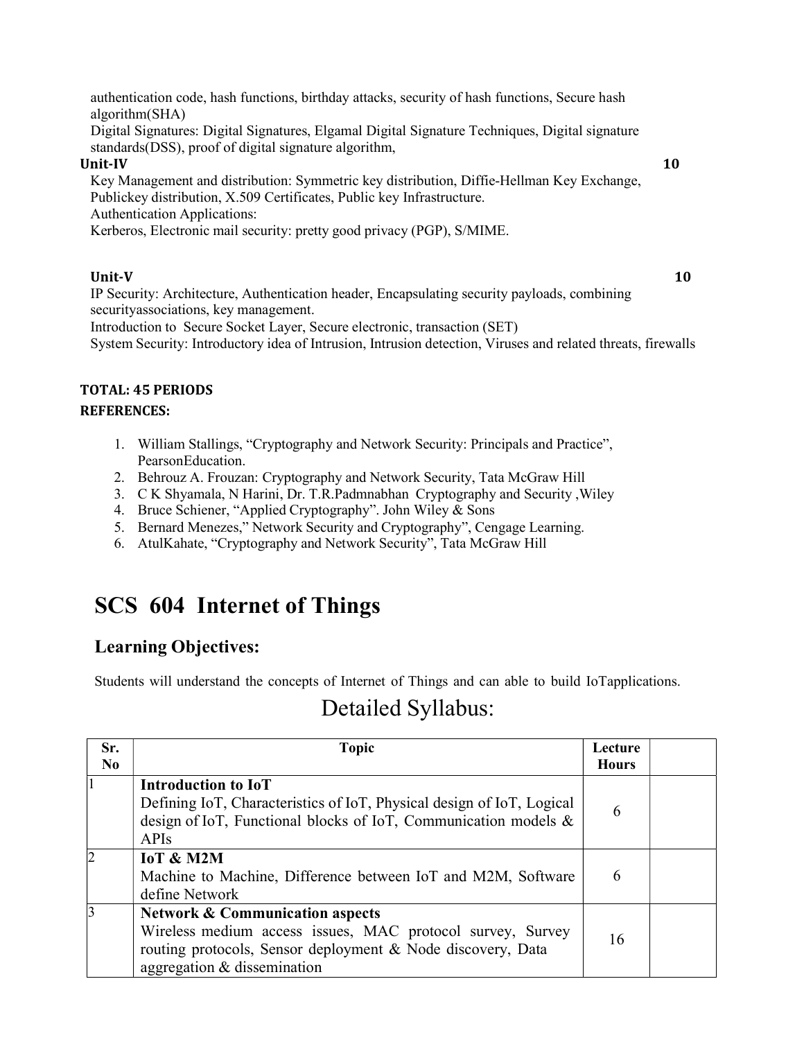authentication code, hash functions, birthday attacks, security of hash functions, Secure hash algorithm(SHA)

Digital Signatures: Digital Signatures, Elgamal Digital Signature Techniques, Digital signature standards(DSS), proof of digital signature algorithm,

**Unit-IV** **10**

Key Management and distribution: Symmetric key distribution, Diffie-Hellman Key Exchange, Publickey distribution, X.509 Certificates, Public key Infrastructure.

Authentication Applications:

Kerberos, Electronic mail security: pretty good privacy (PGP), S/MIME.

**Unit-V** **10**

IP Security: Architecture, Authentication header, Encapsulating security payloads, combining securityassociations, key management.

Introduction to Secure Socket Layer, Secure electronic, transaction (SET)

System Security: Introductory idea of Intrusion, Intrusion detection, Viruses and related threats, firewalls

**TOTAL: 45 PERIODS**

**REFERENCES:**

1. William Stallings, "Cryptography and Network Security: Principals and Practice", PearsonEducation.
2. Behrouz A. Frouzan: Cryptography and Network Security, Tata McGraw Hill
3. C K Shyamala, N Harini, Dr. T.R.Padmnabhan Cryptography and Security ,Wiley
4. Bruce Schiener, "Applied Cryptography". John Wiley & Sons
5. Bernard Menezes," Network Security and Cryptography", Cengage Learning.
6. AtulKahate, "Cryptography and Network Security", Tata McGraw Hill

# SCS 604 Internet of Things

## Learning Objectives:

Students will understand the concepts of Internet of Things and can able to build IoTapplications.

# Detailed Syllabus:

| Sr. No | Topic | Lecture Hours | |
|---|---|---|---|
| 1 | **Introduction to IoT** Defining IoT, Characteristics of IoT, Physical design of IoT, Logical design of IoT, Functional blocks of IoT, Communication models & APIs | 6 | |
| 2 | **IoT & M2M** Machine to Machine, Difference between IoT and M2M, Software define Network | 6 | |
| 3 | **Network & Communication aspects** Wireless medium access issues, MAC protocol survey, Survey routing protocols, Sensor deployment & Node discovery, Data aggregation & dissemination | 16 | |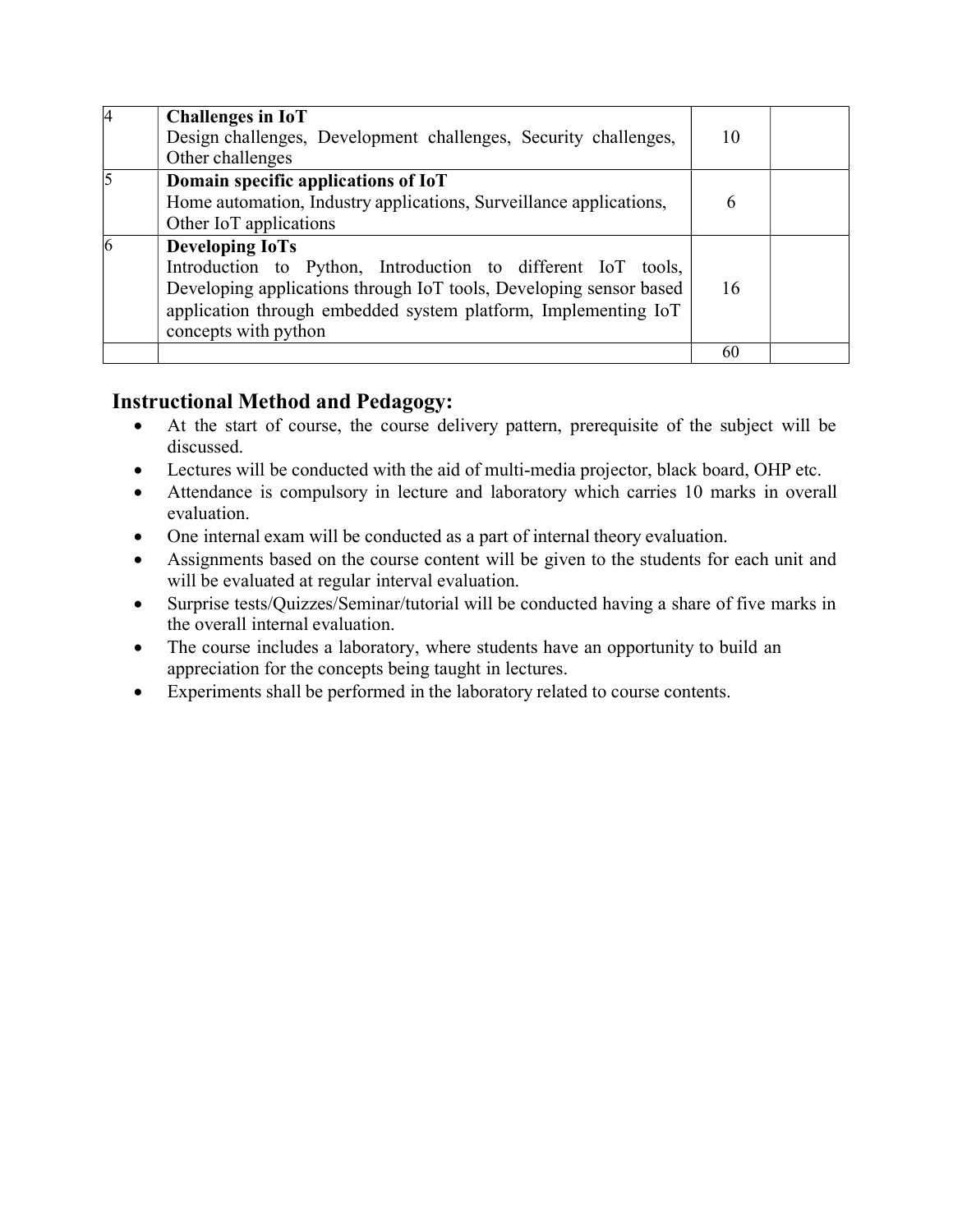| | | | |
|---|---|---|---|
| 4 | **Challenges in IoT**<br>Design challenges, Development challenges, Security challenges, Other challenges | 10 | |
| 5 | **Domain specific applications of IoT**<br>Home automation, Industry applications, Surveillance applications, Other IoT applications | 6 | |
| 6 | **Developing IoTs**<br>Introduction to Python, Introduction to different IoT tools, Developing applications through IoT tools, Developing sensor based application through embedded system platform, Implementing IoT concepts with python | 16 | |
| | | 60 | |

## Instructional Method and Pedagogy:

- At the start of course, the course delivery pattern, prerequisite of the subject will be discussed.
- Lectures will be conducted with the aid of multi-media projector, black board, OHP etc.
- Attendance is compulsory in lecture and laboratory which carries 10 marks in overall evaluation.
- One internal exam will be conducted as a part of internal theory evaluation.
- Assignments based on the course content will be given to the students for each unit and will be evaluated at regular interval evaluation.
- Surprise tests/Quizzes/Seminar/tutorial will be conducted having a share of five marks in the overall internal evaluation.
- The course includes a laboratory, where students have an opportunity to build an appreciation for the concepts being taught in lectures.
- Experiments shall be performed in the laboratory related to course contents.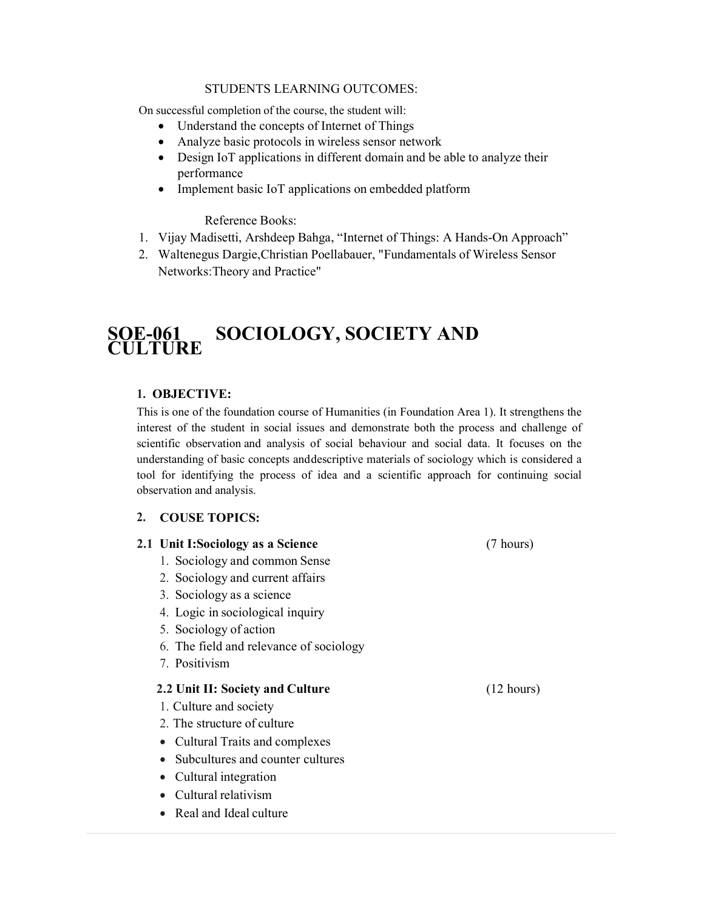STUDENTS LEARNING OUTCOMES:

On successful completion of the course, the student will:

- Understand the concepts of Internet of Things
- Analyze basic protocols in wireless sensor network
- Design IoT applications in different domain and be able to analyze their performance
- Implement basic IoT applications on embedded platform

Reference Books:

1. Vijay Madisetti, Arshdeep Bahga, "Internet of Things: A Hands-On Approach"
2. Waltenegus Dargie,Christian Poellabauer, "Fundamentals of Wireless Sensor Networks:Theory and Practice"

# SOE-061 SOCIOLOGY, SOCIETY AND CULTURE

## 1. OBJECTIVE:

This is one of the foundation course of Humanities (in Foundation Area 1). It strengthens the interest of the student in social issues and demonstrate both the process and challenge of scientific observation and analysis of social behaviour and social data. It focuses on the understanding of basic concepts anddescriptive materials of sociology which is considered a tool for identifying the process of idea and a scientific approach for continuing social observation and analysis.

## 2. COUSE TOPICS:

### 2.1 Unit I:Sociology as a Science (7 hours)

1. Sociology and common Sense
2. Sociology and current affairs
3. Sociology as a science
4. Logic in sociological inquiry
5. Sociology of action
6. The field and relevance of sociology
7. Positivism

### 2.2 Unit II: Society and Culture (12 hours)

1. Culture and society
2. The structure of culture

- Cultural Traits and complexes
- Subcultures and counter cultures
- Cultural integration
- Cultural relativism
- Real and Ideal culture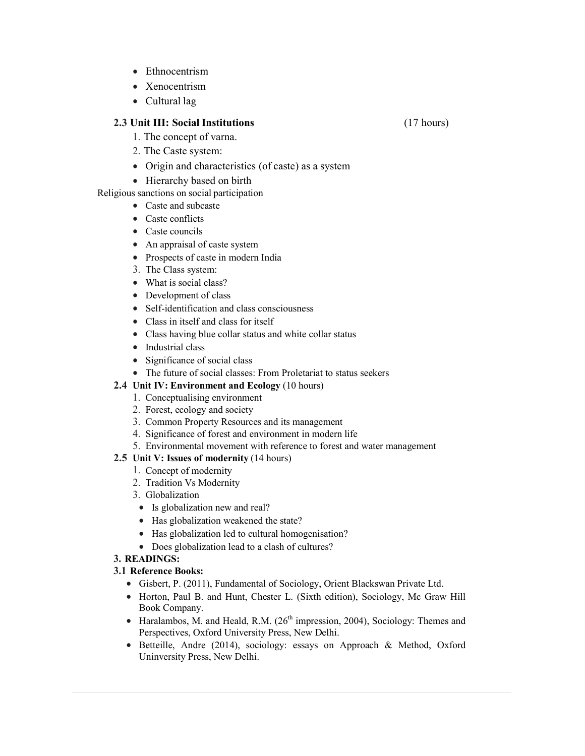- Ethnocentrism
- Xenocentrism
- Cultural lag

### 2.3 Unit III: Social Institutions (17 hours)

1. The concept of varna.
2. The Caste system:

- Origin and characteristics (of caste) as a system
- Hierarchy based on birth

Religious sanctions on social participation

- Caste and subcaste
- Caste conflicts
- Caste councils
- An appraisal of caste system
- Prospects of caste in modern India

3. The Class system:

- What is social class?
- Development of class
- Self-identification and class consciousness
- Class in itself and class for itself
- Class having blue collar status and white collar status
- Industrial class
- Significance of social class
- The future of social classes: From Proletariat to status seekers

### 2.4 Unit IV: Environment and Ecology (10 hours)

1. Conceptualising environment
2. Forest, ecology and society
3. Common Property Resources and its management
4. Significance of forest and environment in modern life
5. Environmental movement with reference to forest and water management

### 2.5 Unit V: Issues of modernity (14 hours)

1. Concept of modernity
2. Tradition Vs Modernity
3. Globalization
   - Is globalization new and real?
   - Has globalization weakened the state?
   - Has globalization led to cultural homogenisation?
   - Does globalization lead to a clash of cultures?

## 3. READINGS:

### 3.1 Reference Books:

- Gisbert, P. (2011), Fundamental of Sociology, Orient Blackswan Private Ltd.
- Horton, Paul B. and Hunt, Chester L. (Sixth edition), Sociology, Mc Graw Hill Book Company.
- Haralambos, M. and Heald, R.M. (26th impression, 2004), Sociology: Themes and Perspectives, Oxford University Press, New Delhi.
- Betteille, Andre (2014), sociology: essays on Approach & Method, Oxford Uninversity Press, New Delhi.